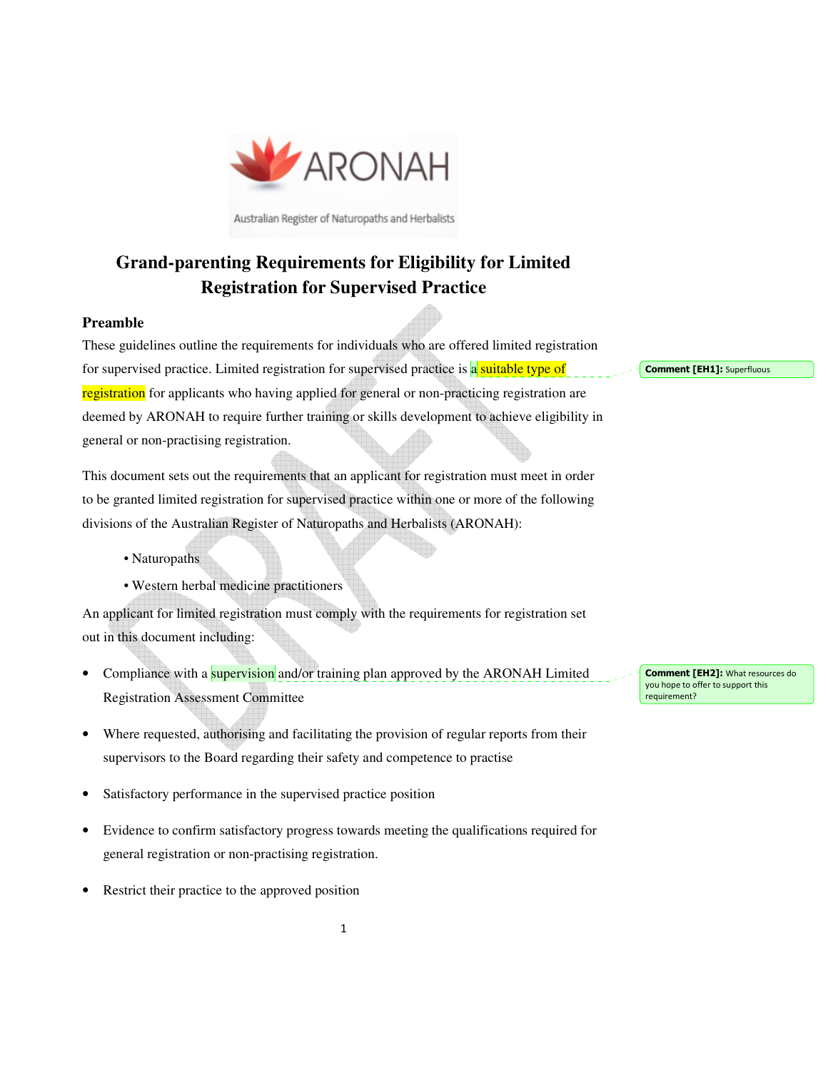ARONAH

Australian Register of Naturopaths and Herbalists

# Grand-parenting Requirements for Eligibility for Limited Registration for Supervised Practice

## Preamble

These guidelines outline the requirements for individuals who are offered limited registration for supervised practice. Limited registration for supervised practice is a suitable type of registration for applicants who having applied for general or non-practicing registration are deemed by ARONAH to require further training or skills development to achieve eligibility in general or non-practising registration.

Comment [EH1]: Superfluous

This document sets out the requirements that an applicant for registration must meet in order to be granted limited registration for supervised practice within one or more of the following divisions of the Australian Register of Naturopaths and Herbalists (ARONAH):

- Naturopaths
- Western herbal medicine practitioners

An applicant for limited registration must comply with the requirements for registration set out in this document including:

- Compliance with a supervision and/or training plan approved by the ARONAH Limited Registration Assessment Committee
- Where requested, authorising and facilitating the provision of regular reports from their supervisors to the Board regarding their safety and competence to practise
- Satisfactory performance in the supervised practice position
- Evidence to confirm satisfactory progress towards meeting the qualifications required for general registration or non-practising registration.
- Restrict their practice to the approved position

Comment [EH2]: What resources do you hope to offer to support this requirement?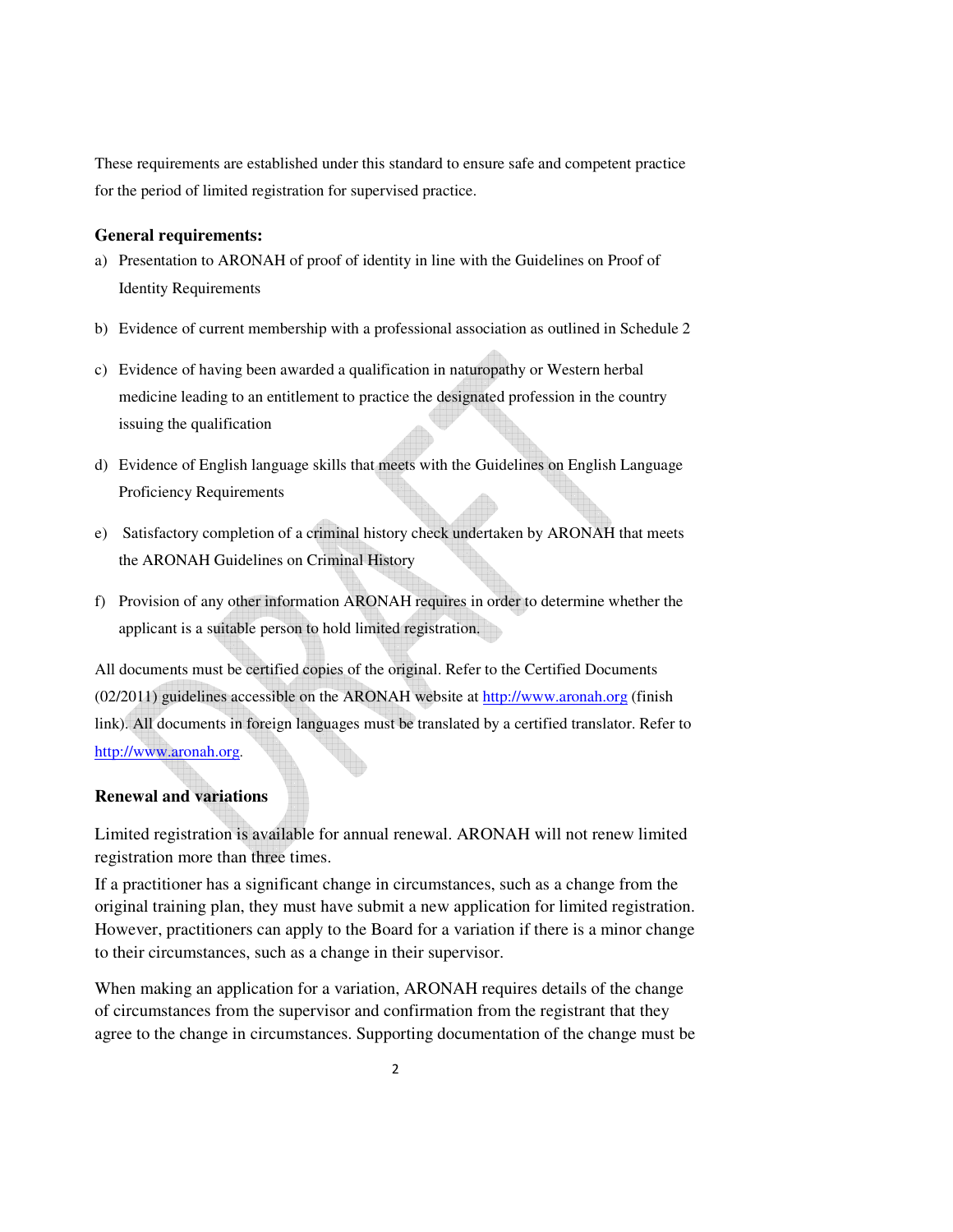These requirements are established under this standard to ensure safe and competent practice for the period of limited registration for supervised practice.

### General requirements:

a) Presentation to ARONAH of proof of identity in line with the Guidelines on Proof of Identity Requirements

b) Evidence of current membership with a professional association as outlined in Schedule 2

c) Evidence of having been awarded a qualification in naturopathy or Western herbal medicine leading to an entitlement to practice the designated profession in the country issuing the qualification

d) Evidence of English language skills that meets with the Guidelines on English Language Proficiency Requirements

e) Satisfactory completion of a criminal history check undertaken by ARONAH that meets the ARONAH Guidelines on Criminal History

f) Provision of any other information ARONAH requires in order to determine whether the applicant is a suitable person to hold limited registration.

All documents must be certified copies of the original. Refer to the Certified Documents (02/2011) guidelines accessible on the ARONAH website at http://www.aronah.org (finish link). All documents in foreign languages must be translated by a certified translator. Refer to http://www.aronah.org.

### Renewal and variations

Limited registration is available for annual renewal. ARONAH will not renew limited registration more than three times.

If a practitioner has a significant change in circumstances, such as a change from the original training plan, they must have submit a new application for limited registration. However, practitioners can apply to the Board for a variation if there is a minor change to their circumstances, such as a change in their supervisor.

When making an application for a variation, ARONAH requires details of the change of circumstances from the supervisor and confirmation from the registrant that they agree to the change in circumstances. Supporting documentation of the change must be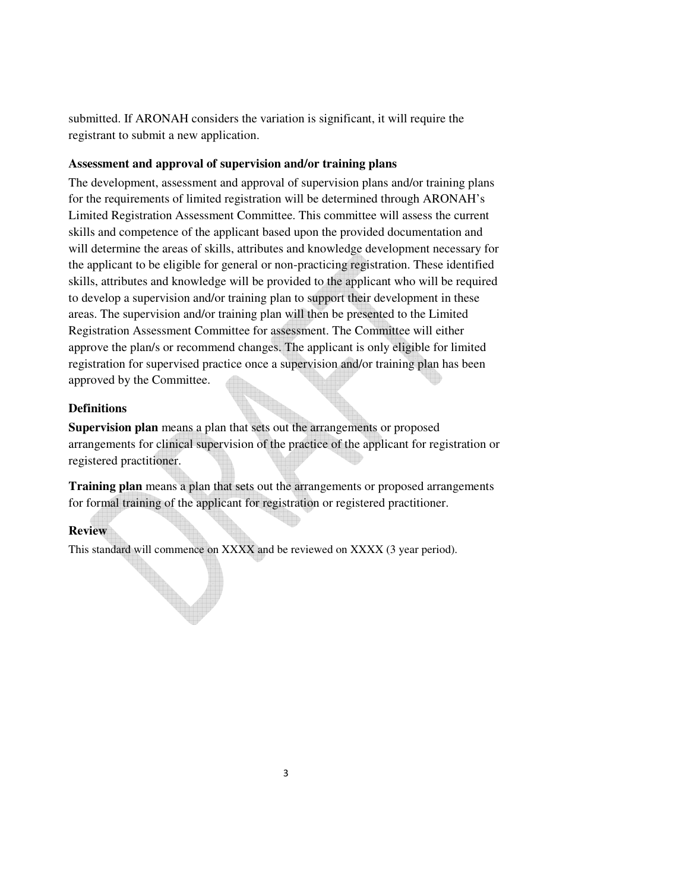submitted. If ARONAH considers the variation is significant, it will require the registrant to submit a new application.

### Assessment and approval of supervision and/or training plans

The development, assessment and approval of supervision plans and/or training plans for the requirements of limited registration will be determined through ARONAH's Limited Registration Assessment Committee. This committee will assess the current skills and competence of the applicant based upon the provided documentation and will determine the areas of skills, attributes and knowledge development necessary for the applicant to be eligible for general or non-practicing registration. These identified skills, attributes and knowledge will be provided to the applicant who will be required to develop a supervision and/or training plan to support their development in these areas. The supervision and/or training plan will then be presented to the Limited Registration Assessment Committee for assessment. The Committee will either approve the plan/s or recommend changes. The applicant is only eligible for limited registration for supervised practice once a supervision and/or training plan has been approved by the Committee.

### Definitions

**Supervision plan** means a plan that sets out the arrangements or proposed arrangements for clinical supervision of the practice of the applicant for registration or registered practitioner.

**Training plan** means a plan that sets out the arrangements or proposed arrangements for formal training of the applicant for registration or registered practitioner.

### Review

This standard will commence on XXXX and be reviewed on XXXX (3 year period).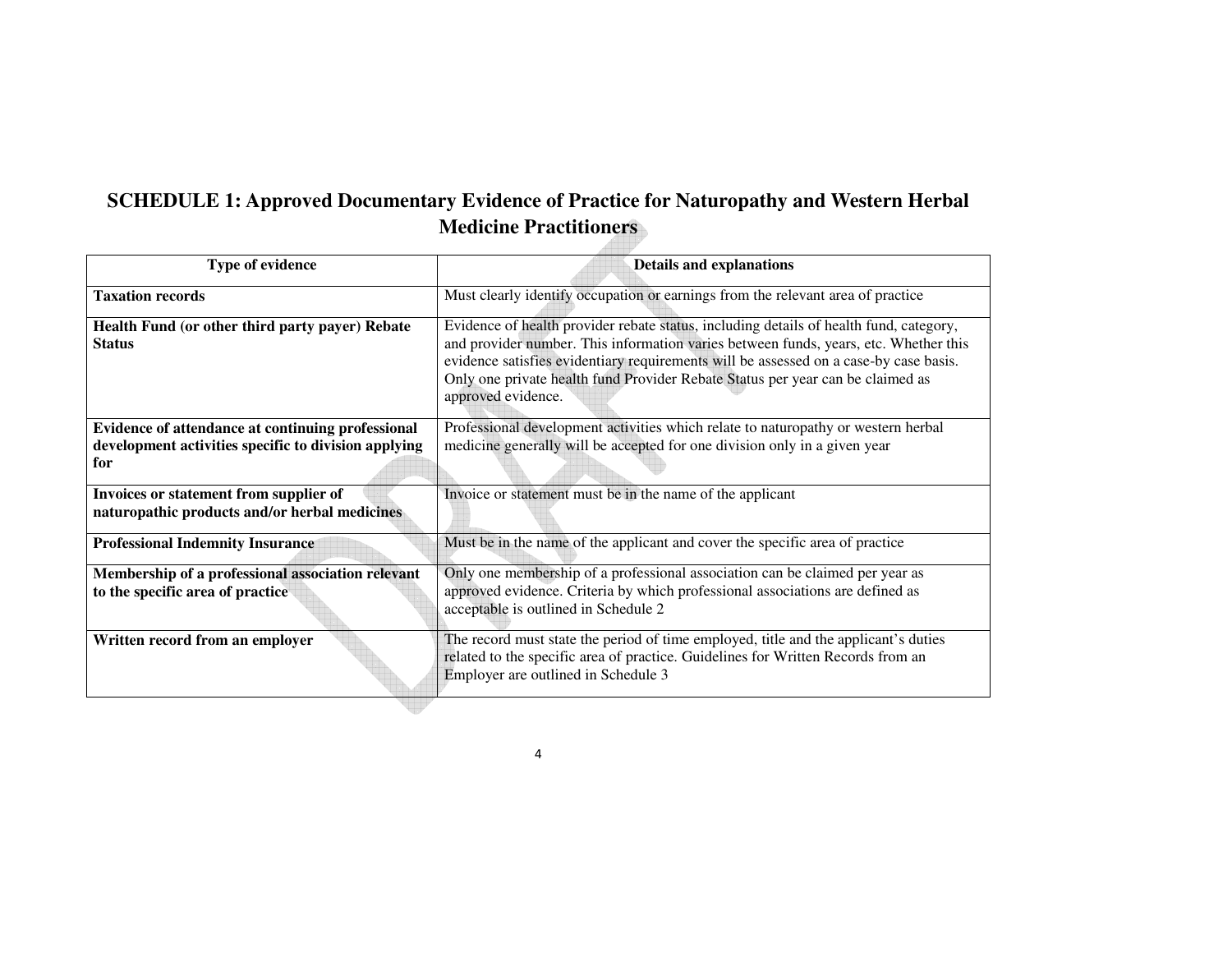## SCHEDULE 1: Approved Documentary Evidence of Practice for Naturopathy and Western Herbal Medicine Practitioners

| Type of evidence | Details and explanations |
|---|---|
| **Taxation records** | Must clearly identify occupation or earnings from the relevant area of practice |
| **Health Fund (or other third party payer) Rebate Status** | Evidence of health provider rebate status, including details of health fund, category, and provider number. This information varies between funds, years, etc. Whether this evidence satisfies evidentiary requirements will be assessed on a case-by case basis. Only one private health fund Provider Rebate Status per year can be claimed as approved evidence. |
| **Evidence of attendance at continuing professional development activities specific to division applying for** | Professional development activities which relate to naturopathy or western herbal medicine generally will be accepted for one division only in a given year |
| **Invoices or statement from supplier of naturopathic products and/or herbal medicines** | Invoice or statement must be in the name of the applicant |
| **Professional Indemnity Insurance** | Must be in the name of the applicant and cover the specific area of practice |
| **Membership of a professional association relevant to the specific area of practice** | Only one membership of a professional association can be claimed per year as approved evidence. Criteria by which professional associations are defined as acceptable is outlined in Schedule 2 |
| **Written record from an employer** | The record must state the period of time employed, title and the applicant's duties related to the specific area of practice. Guidelines for Written Records from an Employer are outlined in Schedule 3 |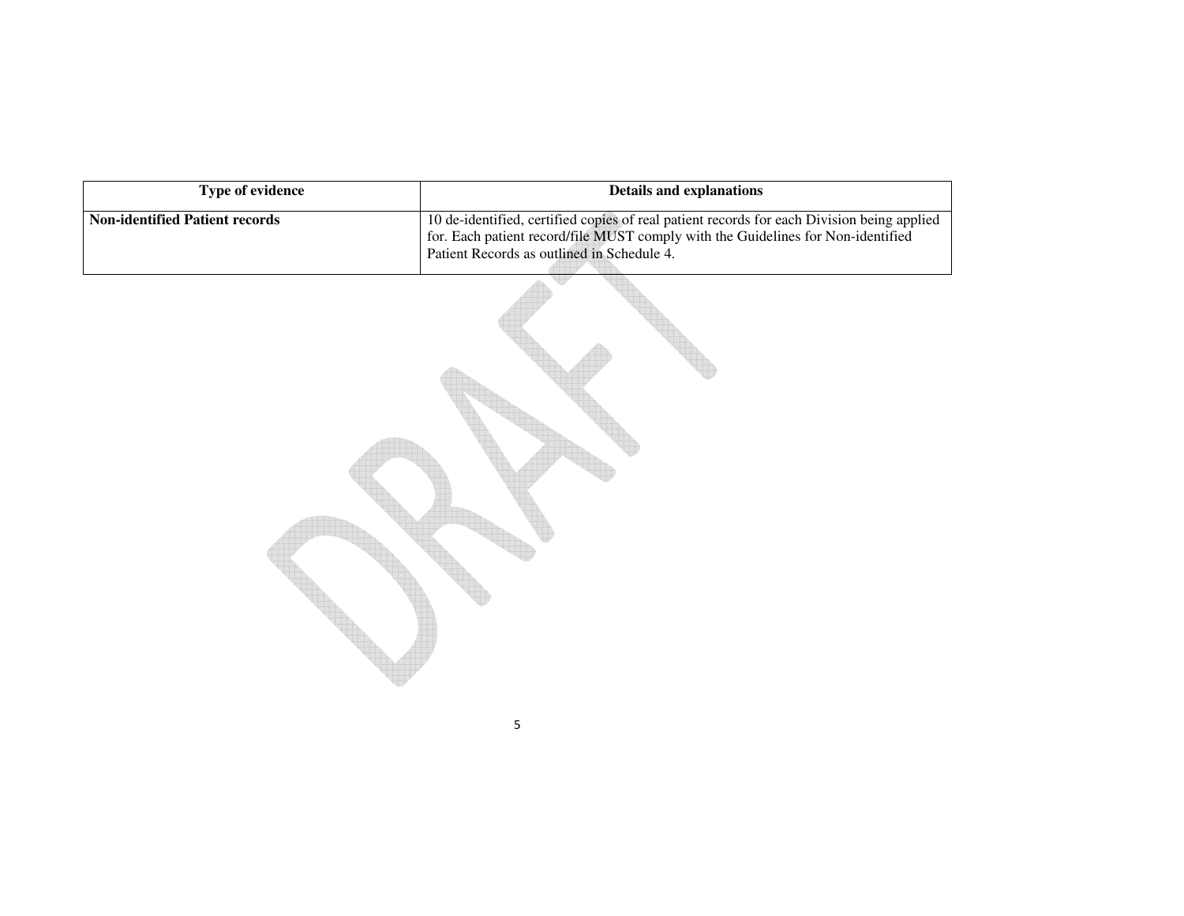| Type of evidence | Details and explanations |
| --- | --- |
| **Non-identified Patient records** | 10 de-identified, certified copies of real patient records for each Division being applied for. Each patient record/file MUST comply with the Guidelines for Non-identified Patient Records as outlined in Schedule 4. |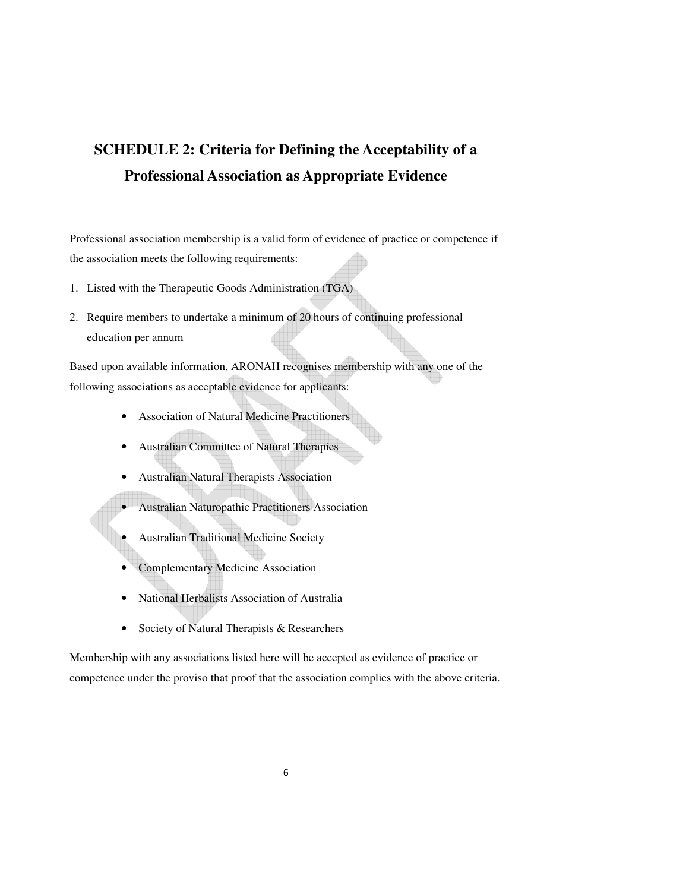# SCHEDULE 2: Criteria for Defining the Acceptability of a Professional Association as Appropriate Evidence

Professional association membership is a valid form of evidence of practice or competence if the association meets the following requirements:

1. Listed with the Therapeutic Goods Administration (TGA)
2. Require members to undertake a minimum of 20 hours of continuing professional education per annum

Based upon available information, ARONAH recognises membership with any one of the following associations as acceptable evidence for applicants:

- Association of Natural Medicine Practitioners
- Australian Committee of Natural Therapies
- Australian Natural Therapists Association
- Australian Naturopathic Practitioners Association
- Australian Traditional Medicine Society
- Complementary Medicine Association
- National Herbalists Association of Australia
- Society of Natural Therapists & Researchers

Membership with any associations listed here will be accepted as evidence of practice or competence under the proviso that proof that the association complies with the above criteria.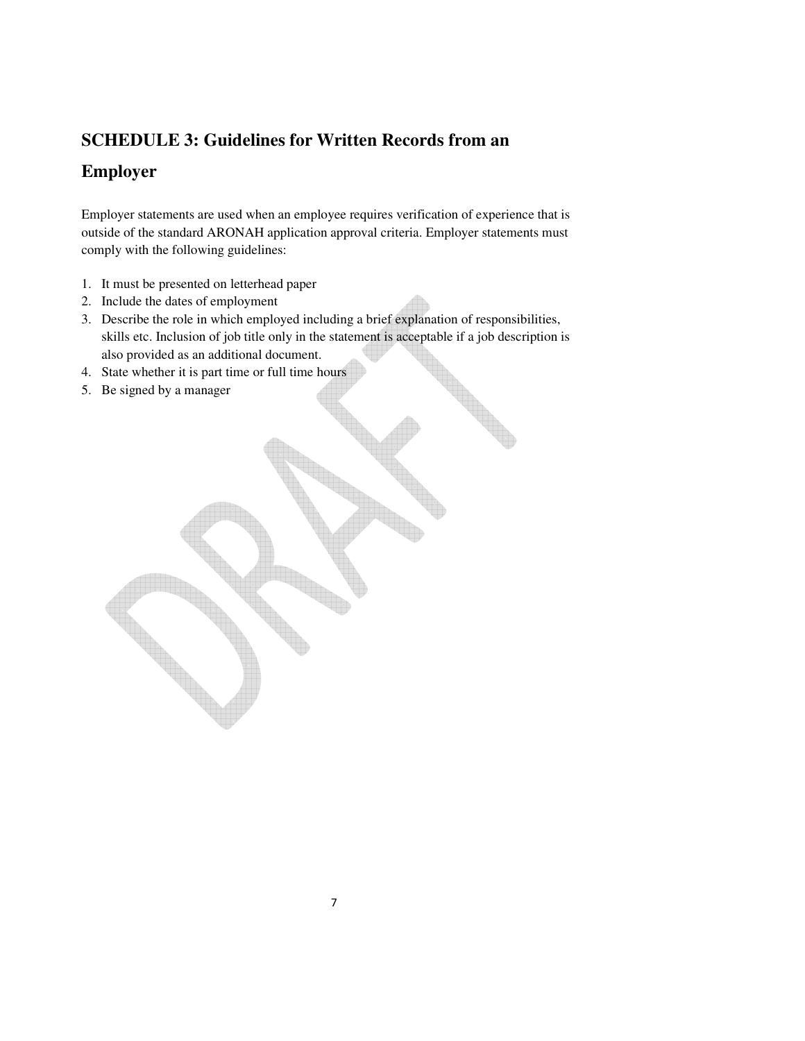## SCHEDULE 3: Guidelines for Written Records from an Employer

Employer statements are used when an employee requires verification of experience that is outside of the standard ARONAH application approval criteria. Employer statements must comply with the following guidelines:

1. It must be presented on letterhead paper
2. Include the dates of employment
3. Describe the role in which employed including a brief explanation of responsibilities, skills etc. Inclusion of job title only in the statement is acceptable if a job description is also provided as an additional document.
4. State whether it is part time or full time hours
5. Be signed by a manager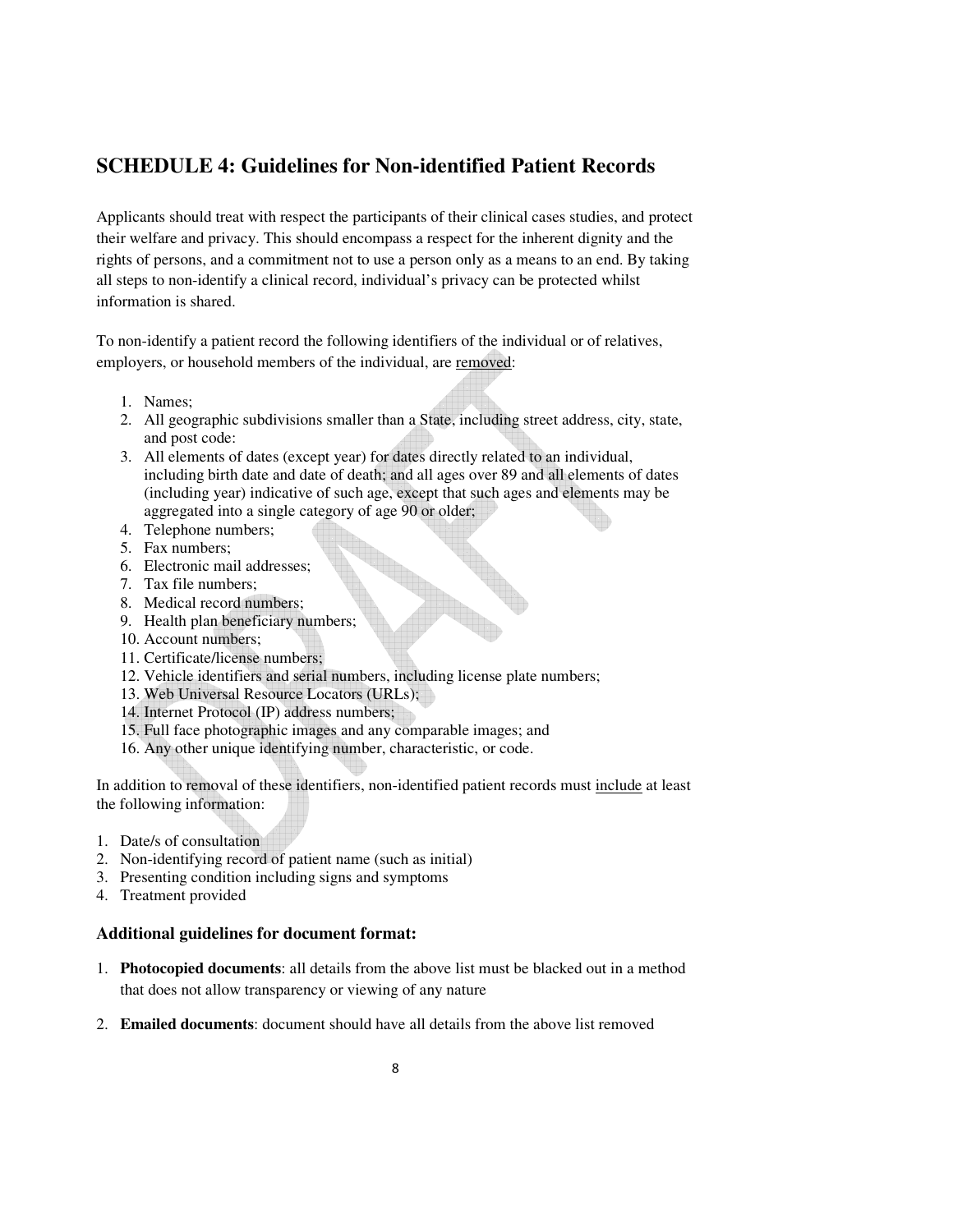## SCHEDULE 4: Guidelines for Non-identified Patient Records

Applicants should treat with respect the participants of their clinical cases studies, and protect their welfare and privacy. This should encompass a respect for the inherent dignity and the rights of persons, and a commitment not to use a person only as a means to an end. By taking all steps to non-identify a clinical record, individual's privacy can be protected whilst information is shared.

To non-identify a patient record the following identifiers of the individual or of relatives, employers, or household members of the individual, are removed:

1. Names;
2. All geographic subdivisions smaller than a State, including street address, city, state, and post code:
3. All elements of dates (except year) for dates directly related to an individual, including birth date and date of death; and all ages over 89 and all elements of dates (including year) indicative of such age, except that such ages and elements may be aggregated into a single category of age 90 or older;
4. Telephone numbers;
5. Fax numbers;
6. Electronic mail addresses;
7. Tax file numbers;
8. Medical record numbers;
9. Health plan beneficiary numbers;
10. Account numbers;
11. Certificate/license numbers;
12. Vehicle identifiers and serial numbers, including license plate numbers;
13. Web Universal Resource Locators (URLs);
14. Internet Protocol (IP) address numbers;
15. Full face photographic images and any comparable images; and
16. Any other unique identifying number, characteristic, or code.

In addition to removal of these identifiers, non-identified patient records must include at least the following information:

1. Date/s of consultation
2. Non-identifying record of patient name (such as initial)
3. Presenting condition including signs and symptoms
4. Treatment provided

### Additional guidelines for document format:

1. **Photocopied documents**: all details from the above list must be blacked out in a method that does not allow transparency or viewing of any nature
2. **Emailed documents**: document should have all details from the above list removed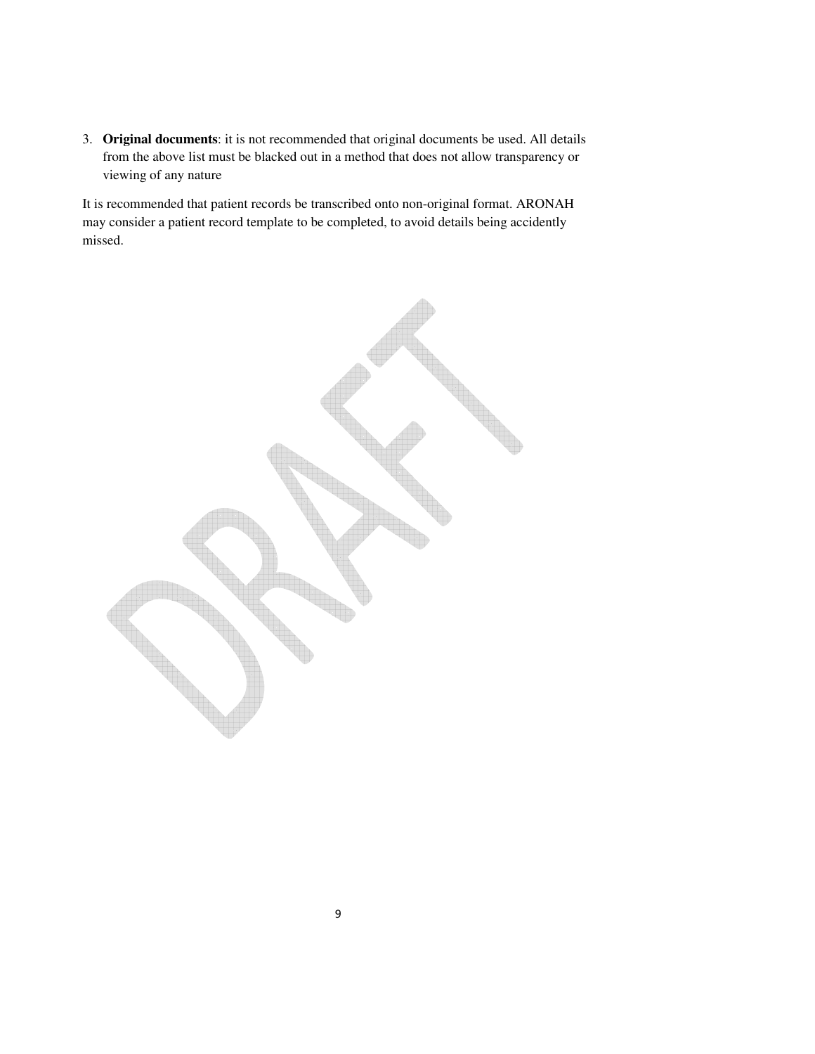3. **Original documents**: it is not recommended that original documents be used. All details from the above list must be blacked out in a method that does not allow transparency or viewing of any nature

It is recommended that patient records be transcribed onto non-original format. ARONAH may consider a patient record template to be completed, to avoid details being accidently missed.